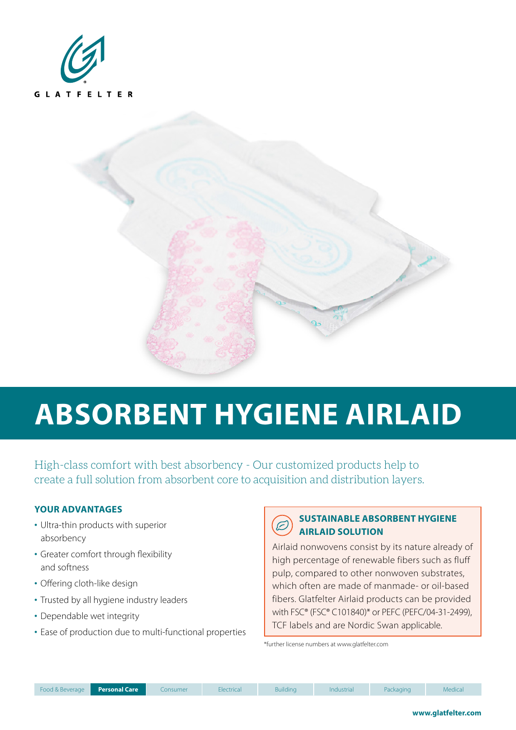GLATFELTER

# ABSORBENT HYGIENE AIRLAID

High-class comfort with best absorbency - Our customized products help to create a full solution from absorbent core to acquisition and distribution layers.

### YOUR ADVANTAGES

- Ultra-thin products with superior absorbency
- Greater comfort through flexibility and softness
- Offering cloth-like design
- Trusted by all hygiene industry leaders
- Dependable wet integrity
- Ease of production due to multi-functional properties

### SUSTAINABLE ABSORBENT HYGIENE AIRLAID SOLUTION

Airlaid nonwovens consist by its nature already of high percentage of renewable fibers such as fluff pulp, compared to other nonwoven substrates, which often are made of manmade- or oil-based fibers. Glatfelter Airlaid products can be provided with FSC® (FSC® C101840)* or PEFC (PEFC/04-31-2499), TCF labels and are Nordic Swan applicable.

*further license numbers at www.glatfelter.com

Food & Beverage | **Personal Care** | Consumer | Electrical | Building | Industrial | Packaging | Medical

**www.glatfelter.com**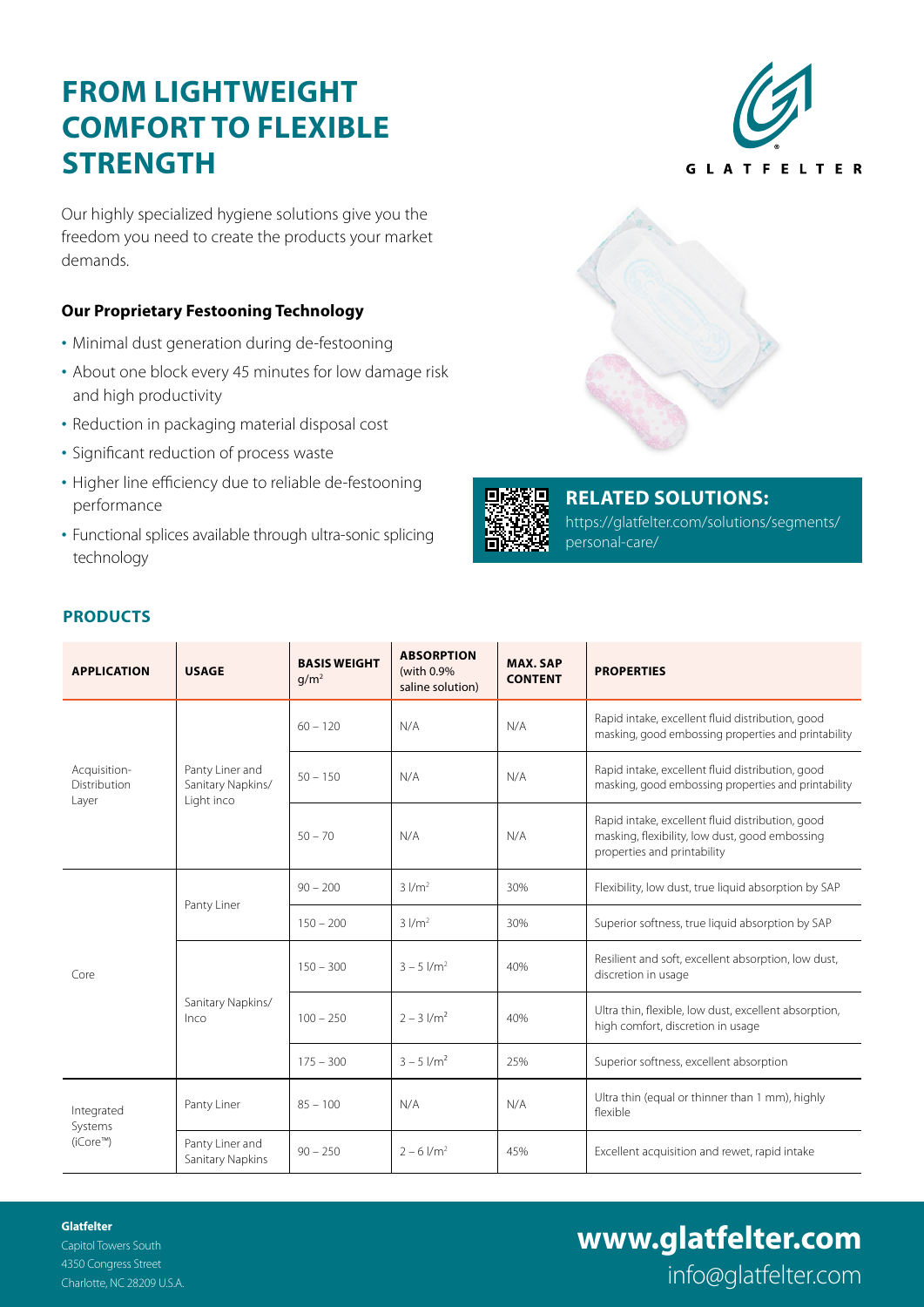# FROM LIGHTWEIGHT COMFORT TO FLEXIBLE STRENGTH

Our highly specialized hygiene solutions give you the freedom you need to create the products your market demands.

### Our Proprietary Festooning Technology

- Minimal dust generation during de-festooning
- About one block every 45 minutes for low damage risk and high productivity
- Reduction in packaging material disposal cost
- Significant reduction of process waste
- Higher line efficiency due to reliable de-festooning performance
- Functional splices available through ultra-sonic splicing technology

**RELATED SOLUTIONS:**
https://glatfelter.com/solutions/segments/personal-care/

## PRODUCTS

| APPLICATION | USAGE | BASIS WEIGHT g/m$^2$ | ABSORPTION (with 0.9% saline solution) | MAX. SAP CONTENT | PROPERTIES |
|---|---|---|---|---|---|
| Acquisition-Distribution Layer | Panty Liner and Sanitary Napkins/ Light inco | 60 – 120 | N/A | N/A | Rapid intake, excellent fluid distribution, good masking, good embossing properties and printability |
| | | 50 – 150 | N/A | N/A | Rapid intake, excellent fluid distribution, good masking, good embossing properties and printability |
| | | 50 – 70 | N/A | N/A | Rapid intake, excellent fluid distribution, good masking, flexibility, good embossing properties and printability |
| Core | Panty Liner | 90 – 200 | 3 l/m$^2$ | 30% | Flexibility, low dust, true liquid absorption by SAP |
| | | 150 – 200 | 3 l/m$^2$ | 30% | Superior softness, true liquid absorption by SAP |
| | Sanitary Napkins/ Inco | 150 – 300 | 3 – 5 l/m$^2$ | 40% | Resilient and soft, excellent absorption, low dust, discretion in usage |
| | | 100 – 250 | 2 – 3 l/m$^2$ | 40% | Ultra thin, flexible, low dust, excellent absorption, high comfort, discretion in usage |
| | | 175 – 300 | 3 – 5 l/m$^2$ | 25% | Superior softness, excellent absorption |
| Integrated Systems (iCore™) | Panty Liner | 85 – 100 | N/A | N/A | Ultra thin (equal or thinner than 1 mm), highly flexible |
| | Panty Liner and Sanitary Napkins | 90 – 250 | 2 – 6 l/m$^2$ | 45% | Excellent acquisition and rewet, rapid intake |

**Glatfelter**
Capitol Towers South
4350 Congress Street
Charlotte, NC 28209 U.S.A.

**www.glatfelter.com**
info@glatfelter.com